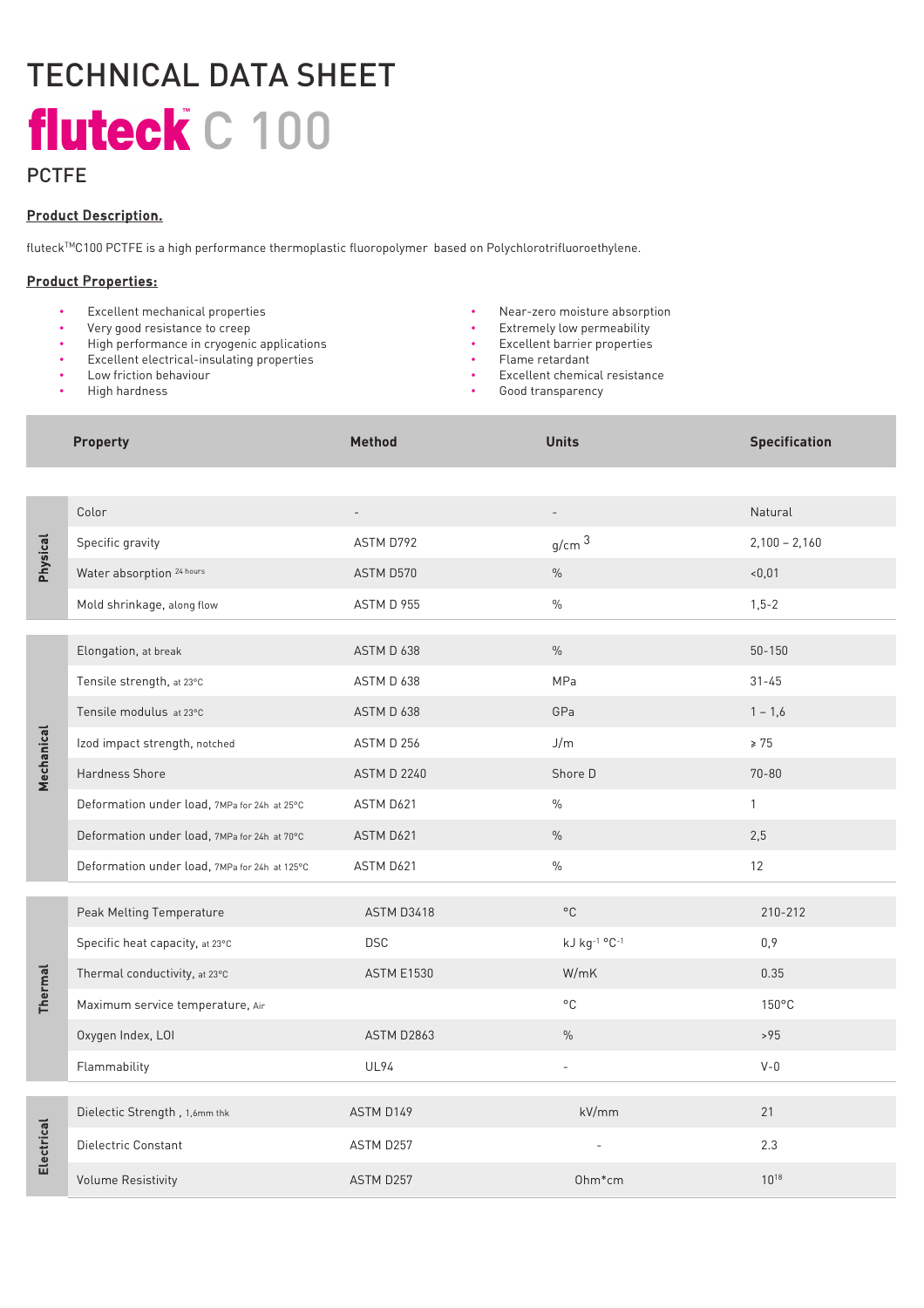# TECHNICAL DATA SHEET

# fluteck™ C 100

## PCTFE

**Product Description.**

fluteck™C100 PCTFE is a high performance thermoplastic fluoropolymer based on Polychlorotrifluoroethylene.

**Product Properties:**

- Excellent mechanical properties
- Very good resistance to creep
- High performance in cryogenic applications
- Excellent electrical-insulating properties
- Low friction behaviour
- High hardness
- Near-zero moisture absorption
- Extremely low permeability
- Excellent barrier properties
- Flame retardant
- Excellent chemical resistance
- Good transparency

| | Property | Method | Units | Specification |
|---|---|---|---|---|
| Physical | Color | - | - | Natural |
| | Specific gravity | ASTM D792 | $g/cm^3$ | 2,100 – 2,160 |
| | Water absorption 24 hours | ASTM D570 | % | <0,01 |
| | Mold shrinkage, along flow | ASTM D 955 | % | 1,5-2 |
| Mechanical | Elongation, at break | ASTM D 638 | % | 50-150 |
| | Tensile strength, at 23°C | ASTM D 638 | MPa | 31-45 |
| | Tensile modulus at 23°C | ASTM D 638 | GPa | 1 – 1,6 |
| | Izod impact strength, notched | ASTM D 256 | J/m | ≥ 75 |
| | Hardness Shore | ASTM D 2240 | Shore D | 70-80 |
| | Deformation under load, 7MPa for 24h at 25°C | ASTM D621 | % | 1 |
| | Deformation under load, 7MPa for 24h at 70°C | ASTM D621 | % | 2,5 |
| | Deformation under load, 7MPa for 24h at 125°C | ASTM D621 | % | 12 |
| Thermal | Peak Melting Temperature | ASTM D3418 | °C | 210-212 |
| | Specific heat capacity, at 23°C | DSC | $kJ\ kg^{-1}\ °C^{-1}$ | 0,9 |
| | Thermal conductivity, at 23°C | ASTM E1530 | W/mK | 0.35 |
| | Maximum service temperature, Air | | °C | 150°C |
| | Oxygen Index, LOI | ASTM D2863 | % | >95 |
| | Flammability | UL94 | - | V-0 |
| Electrical | Dielectric Strength , 1,6mm thk | ASTM D149 | kV/mm | 21 |
| | Dielectric Constant | ASTM D257 | - | 2.3 |
| | Volume Resistivity | ASTM D257 | Ohm*cm | $10^{18}$ |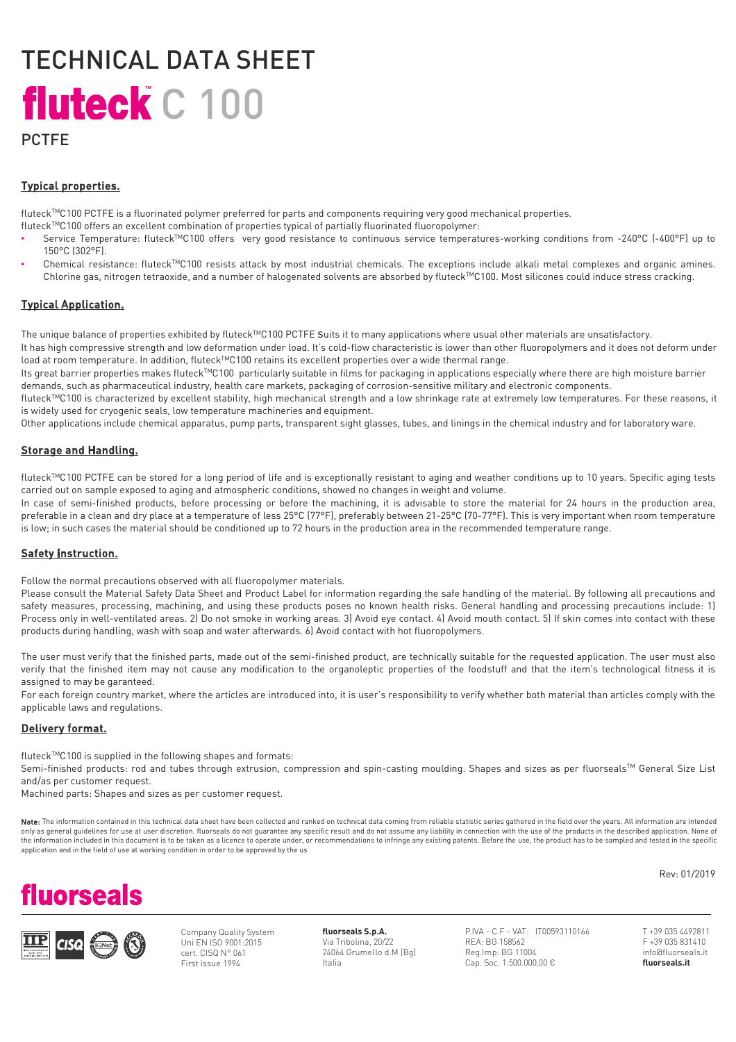# TECHNICAL DATA SHEET

# fluteck™ C 100

## PCTFE

### Typical properties.

fluteck™C100 PCTFE is a fluorinated polymer preferred for parts and components requiring very good mechanical properties.
fluteck™C100 offers an excellent combination of properties typical of partially fluorinated fluoropolymer:

- Service Temperature: fluteck™C100 offers very good resistance to continuous service temperatures-working conditions from -240°C (-400°F) up to 150°C (302°F).
- Chemical resistance: fluteck™C100 resists attack by most industrial chemicals. The exceptions include alkali metal complexes and organic amines. Chlorine gas, nitrogen tetraoxide, and a number of halogenated solvents are absorbed by fluteck™C100. Most silicones could induce stress cracking.

### Typical Application.

The unique balance of properties exhibited by fluteck™C100 PCTFE suits it to many applications where usual other materials are unsatisfactory.
It has high compressive strength and low deformation under load. It's cold-flow characteristic is lower than other fluoropolymers and it does not deform under load at room temperature. In addition, fluteck™C100 retains its excellent properties over a wide thermal range.
Its great barrier properties makes fluteck™C100 particularly suitable in films for packaging in applications especially where there are high moisture barrier demands, such as pharmaceutical industry, health care markets, packaging of corrosion-sensitive military and electronic components.
fluteck™C100 is characterized by excellent stability, high mechanical strength and a low shrinkage rate at extremely low temperatures. For these reasons, it is widely used for cryogenic seals, low temperature machineries and equipment.
Other applications include chemical apparatus, pump parts, transparent sight glasses, tubes, and linings in the chemical industry and for laboratory ware.

### Storage and Handling.

fluteck™C100 PCTFE can be stored for a long period of life and is exceptionally resistant to aging and weather conditions up to 10 years. Specific aging tests carried out on sample exposed to aging and atmospheric conditions, showed no changes in weight and volume.
In case of semi-finished products, before processing or before the machining, it is advisable to store the material for 24 hours in the production area, preferable in a clean and dry place at a temperature of less 25°C (77°F), preferably between 21-25°C (70-77°F). This is very important when room temperature is low; in such cases the material should be conditioned up to 72 hours in the production area in the recommended temperature range.

### Safety instruction.

Follow the normal precautions observed with all fluoropolymer materials.
Please consult the Material Safety Data Sheet and Product Label for information regarding the safe handling of the material. By following all precautions and safety measures, processing, machining, and using these products poses no known health risks. General handling and processing precautions include: 1) Process only in well-ventilated areas. 2) Do not smoke in working areas. 3) Avoid eye contact. 4) Avoid mouth contact. 5) If skin comes into contact with these products during handling, wash with soap and water afterwards. 6) Avoid contact with hot fluoropolymers.

The user must verify that the finished parts, made out of the semi-finished product, are technically suitable for the requested application. The user must also verify that the finished item may not cause any modification to the organoleptic properties of the foodstuff and that the item's technological fitness it is assigned to may be garanteed.
For each foreign country market, where the articles are introduced into, it is user's responsibility to verify whether both material than articles comply with the applicable laws and regulations.

### Delivery format.

fluteck™C100 is supplied in the following shapes and formats:
Semi-finished products: rod and tubes through extrusion, compression and spin-casting moulding. Shapes and sizes as per fluorseals™ General Size List and/as per customer request.
Machined parts: Shapes and sizes as per customer request.

**Note:** The information contained in this technical data sheet have been collected and ranked on technical data coming from reliable statistic series gathered in the field over the years. All information are intended only as general guidelines for use at user discretion. fluorseals do not guarantee any specific result and do not assume any liability in connection with the use of the products in the described application. None of the information included in this document is to be taken as a licence to operate under, or recommendations to infringe any existing patents. Before the use, the product has to be sampled and tested in the specific application and in the field of use at working condition in order to be approved by the us

Rev: 01/2019

**fluorseals**

Company Quality System
Uni EN ISO 9001:2015
cert. CISQ N° 061
First issue 1994

**fluorseals S.p.A.**
Via Tribolina, 20/22
24064 Grumello d.M (Bg)
Italia

P.IVA - C.F - VAT: IT00593110166
REA: BG 158562
Reg.Imp: BG 11004
Cap. Soc. 1.500.000,00 €

T +39 035 4492811
F +39 035 831410
info@fluorseals.it
**fluorseals.it**